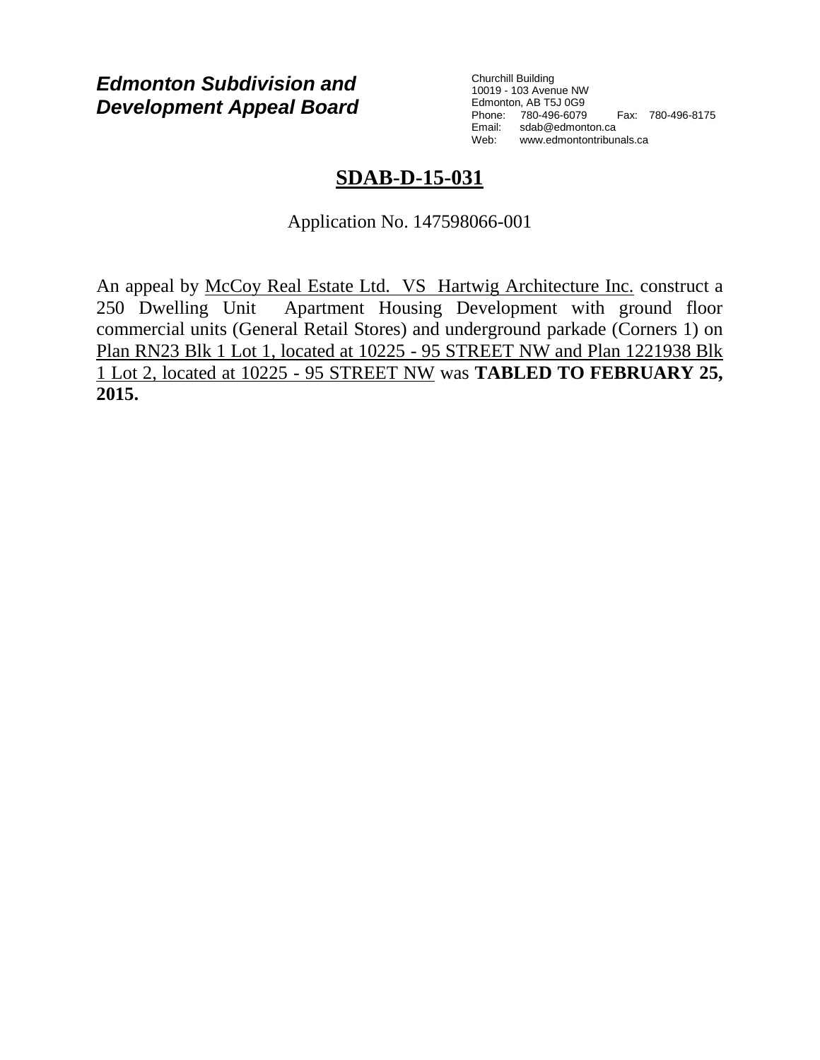***Edmonton Subdivision and Development Appeal Board***

Churchill Building
10019 - 103 Avenue NW
Edmonton, AB T5J 0G9
Phone: 780-496-6079 Fax: 780-496-8175
Email: sdab@edmonton.ca
Web: www.edmontontribunals.ca

# SDAB-D-15-031

Application No. 147598066-001

An appeal by McCoy Real Estate Ltd. VS Hartwig Architecture Inc. construct a 250 Dwelling Unit Apartment Housing Development with ground floor commercial units (General Retail Stores) and underground parkade (Corners 1) on Plan RN23 Blk 1 Lot 1, located at 10225 - 95 STREET NW and Plan 1221938 Blk 1 Lot 2, located at 10225 - 95 STREET NW was **TABLED TO FEBRUARY 25, 2015.**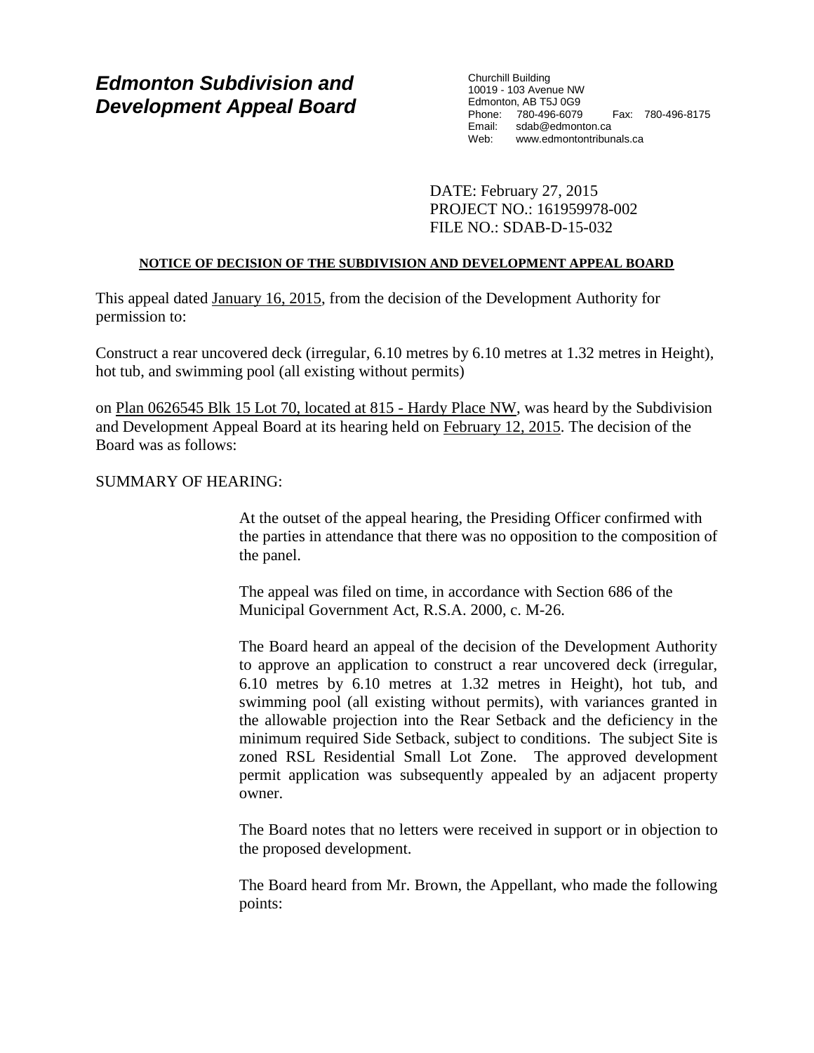**Edmonton Subdivision and Development Appeal Board**

Churchill Building
10019 - 103 Avenue NW
Edmonton, AB T5J 0G9
Phone: 780-496-6079 Fax: 780-496-8175
Email: sdab@edmonton.ca
Web: www.edmontontribunals.ca

DATE: February 27, 2015
PROJECT NO.: 161959978-002
FILE NO.: SDAB-D-15-032

**NOTICE OF DECISION OF THE SUBDIVISION AND DEVELOPMENT APPEAL BOARD**

This appeal dated January 16, 2015, from the decision of the Development Authority for permission to:

Construct a rear uncovered deck (irregular, 6.10 metres by 6.10 metres at 1.32 metres in Height), hot tub, and swimming pool (all existing without permits)

on Plan 0626545 Blk 15 Lot 70, located at 815 - Hardy Place NW, was heard by the Subdivision and Development Appeal Board at its hearing held on February 12, 2015. The decision of the Board was as follows:

SUMMARY OF HEARING:

At the outset of the appeal hearing, the Presiding Officer confirmed with the parties in attendance that there was no opposition to the composition of the panel.

The appeal was filed on time, in accordance with Section 686 of the Municipal Government Act, R.S.A. 2000, c. M-26.

The Board heard an appeal of the decision of the Development Authority to approve an application to construct a rear uncovered deck (irregular, 6.10 metres by 6.10 metres at 1.32 metres in Height), hot tub, and swimming pool (all existing without permits), with variances granted in the allowable projection into the Rear Setback and the deficiency in the minimum required Side Setback, subject to conditions. The subject Site is zoned RSL Residential Small Lot Zone. The approved development permit application was subsequently appealed by an adjacent property owner.

The Board notes that no letters were received in support or in objection to the proposed development.

The Board heard from Mr. Brown, the Appellant, who made the following points: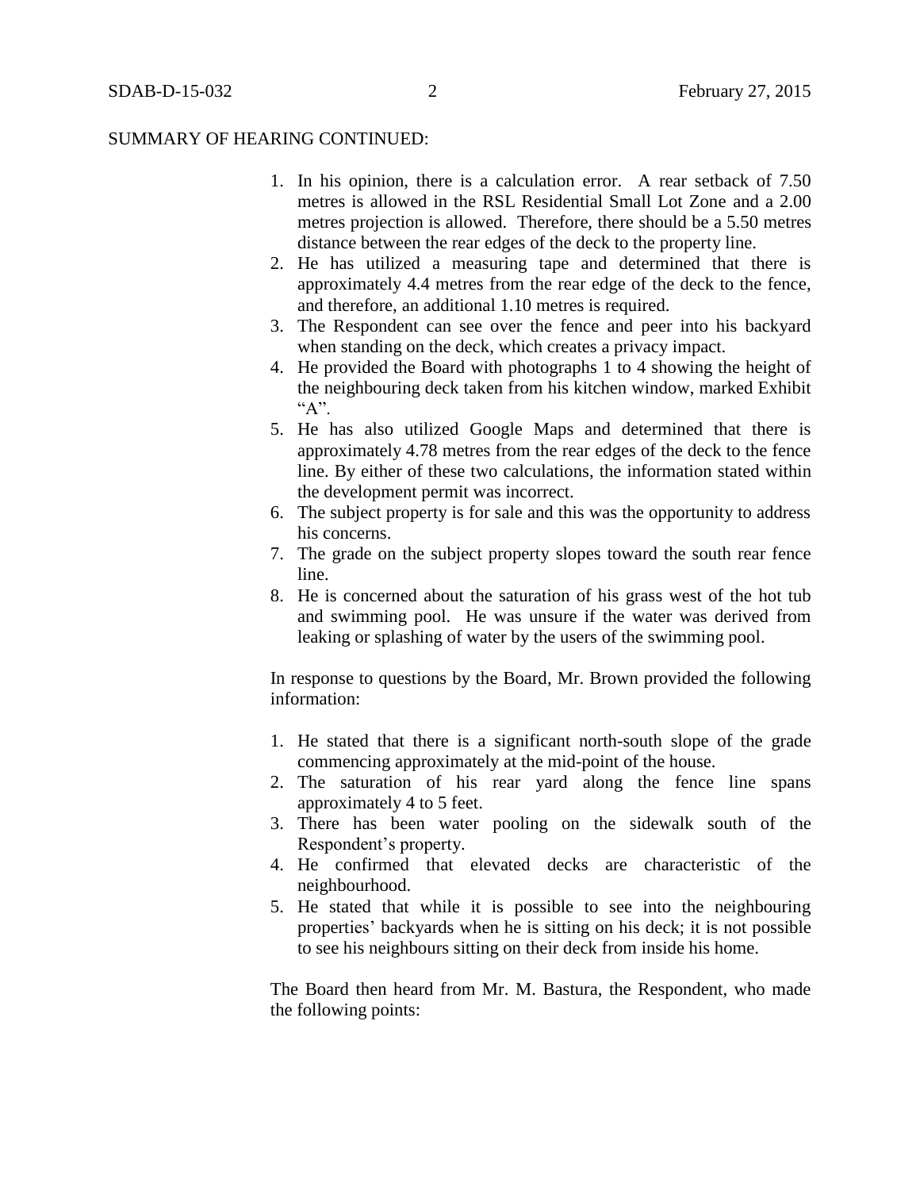SUMMARY OF HEARING CONTINUED:

1. In his opinion, there is a calculation error. A rear setback of 7.50 metres is allowed in the RSL Residential Small Lot Zone and a 2.00 metres projection is allowed. Therefore, there should be a 5.50 metres distance between the rear edges of the deck to the property line.
2. He has utilized a measuring tape and determined that there is approximately 4.4 metres from the rear edge of the deck to the fence, and therefore, an additional 1.10 metres is required.
3. The Respondent can see over the fence and peer into his backyard when standing on the deck, which creates a privacy impact.
4. He provided the Board with photographs 1 to 4 showing the height of the neighbouring deck taken from his kitchen window, marked Exhibit "A".
5. He has also utilized Google Maps and determined that there is approximately 4.78 metres from the rear edges of the deck to the fence line. By either of these two calculations, the information stated within the development permit was incorrect.
6. The subject property is for sale and this was the opportunity to address his concerns.
7. The grade on the subject property slopes toward the south rear fence line.
8. He is concerned about the saturation of his grass west of the hot tub and swimming pool. He was unsure if the water was derived from leaking or splashing of water by the users of the swimming pool.

In response to questions by the Board, Mr. Brown provided the following information:

1. He stated that there is a significant north-south slope of the grade commencing approximately at the mid-point of the house.
2. The saturation of his rear yard along the fence line spans approximately 4 to 5 feet.
3. There has been water pooling on the sidewalk south of the Respondent's property.
4. He confirmed that elevated decks are characteristic of the neighbourhood.
5. He stated that while it is possible to see into the neighbouring properties' backyards when he is sitting on his deck; it is not possible to see his neighbours sitting on their deck from inside his home.

The Board then heard from Mr. M. Bastura, the Respondent, who made the following points: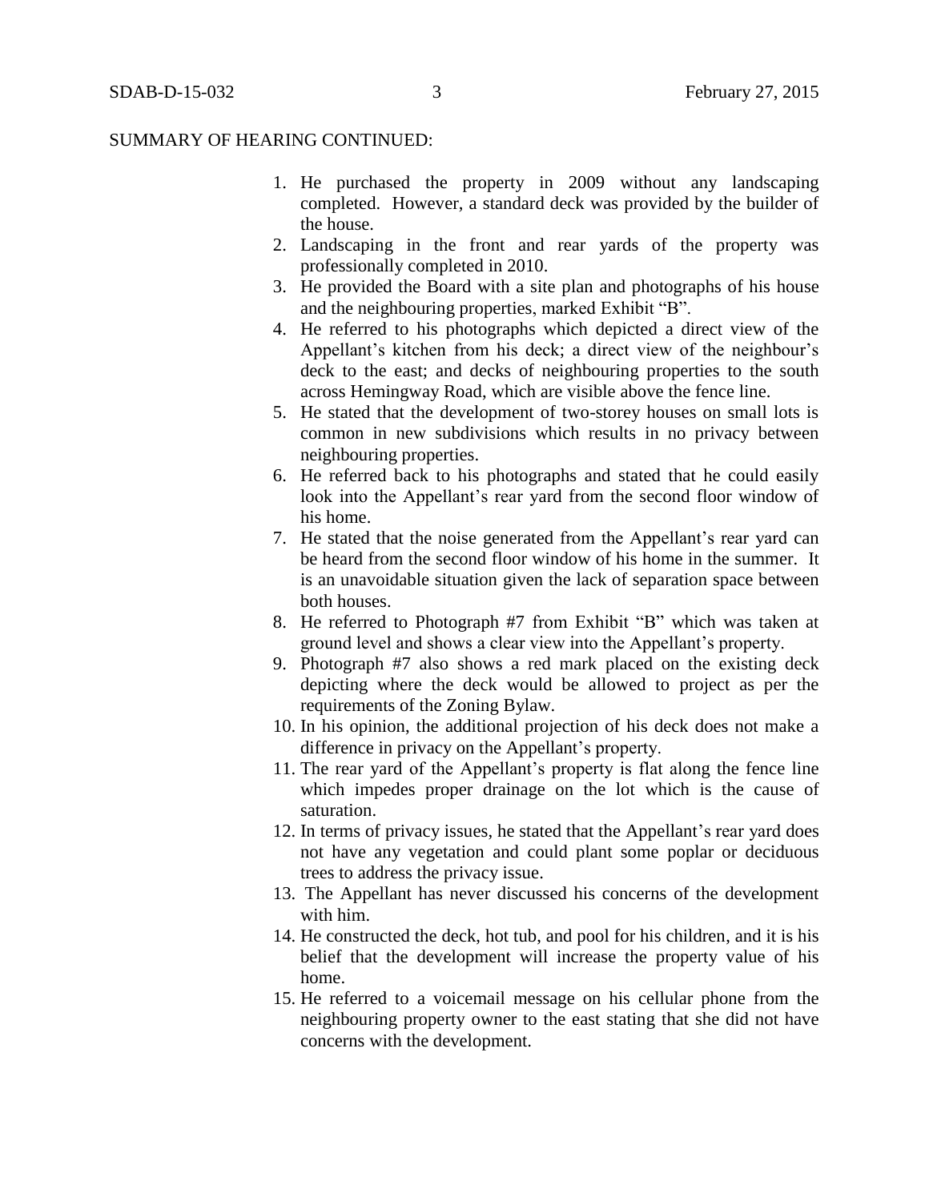SUMMARY OF HEARING CONTINUED:

1. He purchased the property in 2009 without any landscaping completed. However, a standard deck was provided by the builder of the house.
2. Landscaping in the front and rear yards of the property was professionally completed in 2010.
3. He provided the Board with a site plan and photographs of his house and the neighbouring properties, marked Exhibit "B".
4. He referred to his photographs which depicted a direct view of the Appellant's kitchen from his deck; a direct view of the neighbour's deck to the east; and decks of neighbouring properties to the south across Hemingway Road, which are visible above the fence line.
5. He stated that the development of two-storey houses on small lots is common in new subdivisions which results in no privacy between neighbouring properties.
6. He referred back to his photographs and stated that he could easily look into the Appellant's rear yard from the second floor window of his home.
7. He stated that the noise generated from the Appellant's rear yard can be heard from the second floor window of his home in the summer. It is an unavoidable situation given the lack of separation space between both houses.
8. He referred to Photograph #7 from Exhibit "B" which was taken at ground level and shows a clear view into the Appellant's property.
9. Photograph #7 also shows a red mark placed on the existing deck depicting where the deck would be allowed to project as per the requirements of the Zoning Bylaw.
10. In his opinion, the additional projection of his deck does not make a difference in privacy on the Appellant's property.
11. The rear yard of the Appellant's property is flat along the fence line which impedes proper drainage on the lot which is the cause of saturation.
12. In terms of privacy issues, he stated that the Appellant's rear yard does not have any vegetation and could plant some poplar or deciduous trees to address the privacy issue.
13. The Appellant has never discussed his concerns of the development with him.
14. He constructed the deck, hot tub, and pool for his children, and it is his belief that the development will increase the property value of his home.
15. He referred to a voicemail message on his cellular phone from the neighbouring property owner to the east stating that she did not have concerns with the development.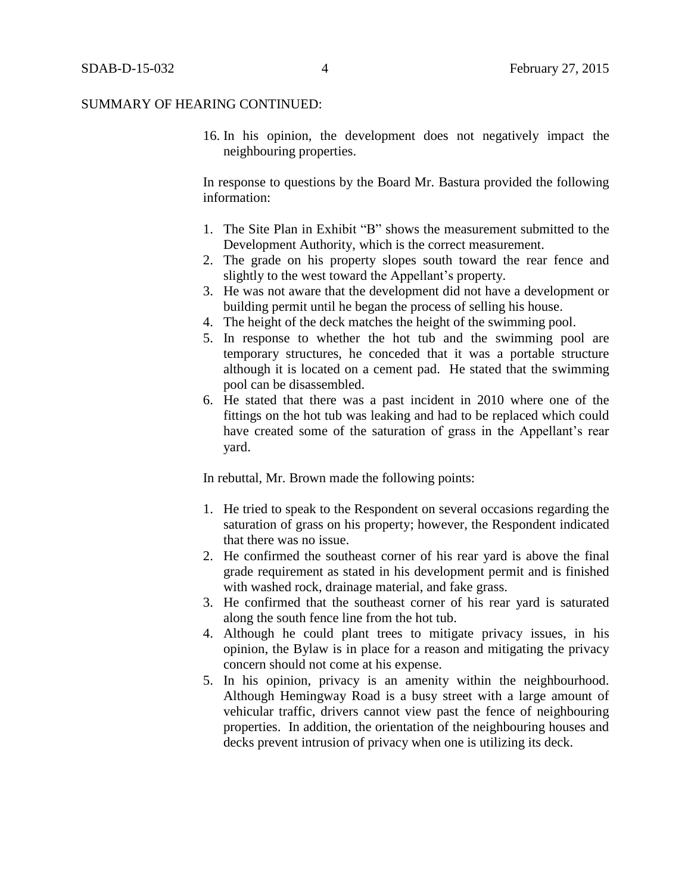SUMMARY OF HEARING CONTINUED:

16. In his opinion, the development does not negatively impact the neighbouring properties.

In response to questions by the Board Mr. Bastura provided the following information:

1. The Site Plan in Exhibit "B" shows the measurement submitted to the Development Authority, which is the correct measurement.
2. The grade on his property slopes south toward the rear fence and slightly to the west toward the Appellant's property.
3. He was not aware that the development did not have a development or building permit until he began the process of selling his house.
4. The height of the deck matches the height of the swimming pool.
5. In response to whether the hot tub and the swimming pool are temporary structures, he conceded that it was a portable structure although it is located on a cement pad. He stated that the swimming pool can be disassembled.
6. He stated that there was a past incident in 2010 where one of the fittings on the hot tub was leaking and had to be replaced which could have created some of the saturation of grass in the Appellant's rear yard.

In rebuttal, Mr. Brown made the following points:

1. He tried to speak to the Respondent on several occasions regarding the saturation of grass on his property; however, the Respondent indicated that there was no issue.
2. He confirmed the southeast corner of his rear yard is above the final grade requirement as stated in his development permit and is finished with washed rock, drainage material, and fake grass.
3. He confirmed that the southeast corner of his rear yard is saturated along the south fence line from the hot tub.
4. Although he could plant trees to mitigate privacy issues, in his opinion, the Bylaw is in place for a reason and mitigating the privacy concern should not come at his expense.
5. In his opinion, privacy is an amenity within the neighbourhood. Although Hemingway Road is a busy street with a large amount of vehicular traffic, drivers cannot view past the fence of neighbouring properties. In addition, the orientation of the neighbouring houses and decks prevent intrusion of privacy when one is utilizing its deck.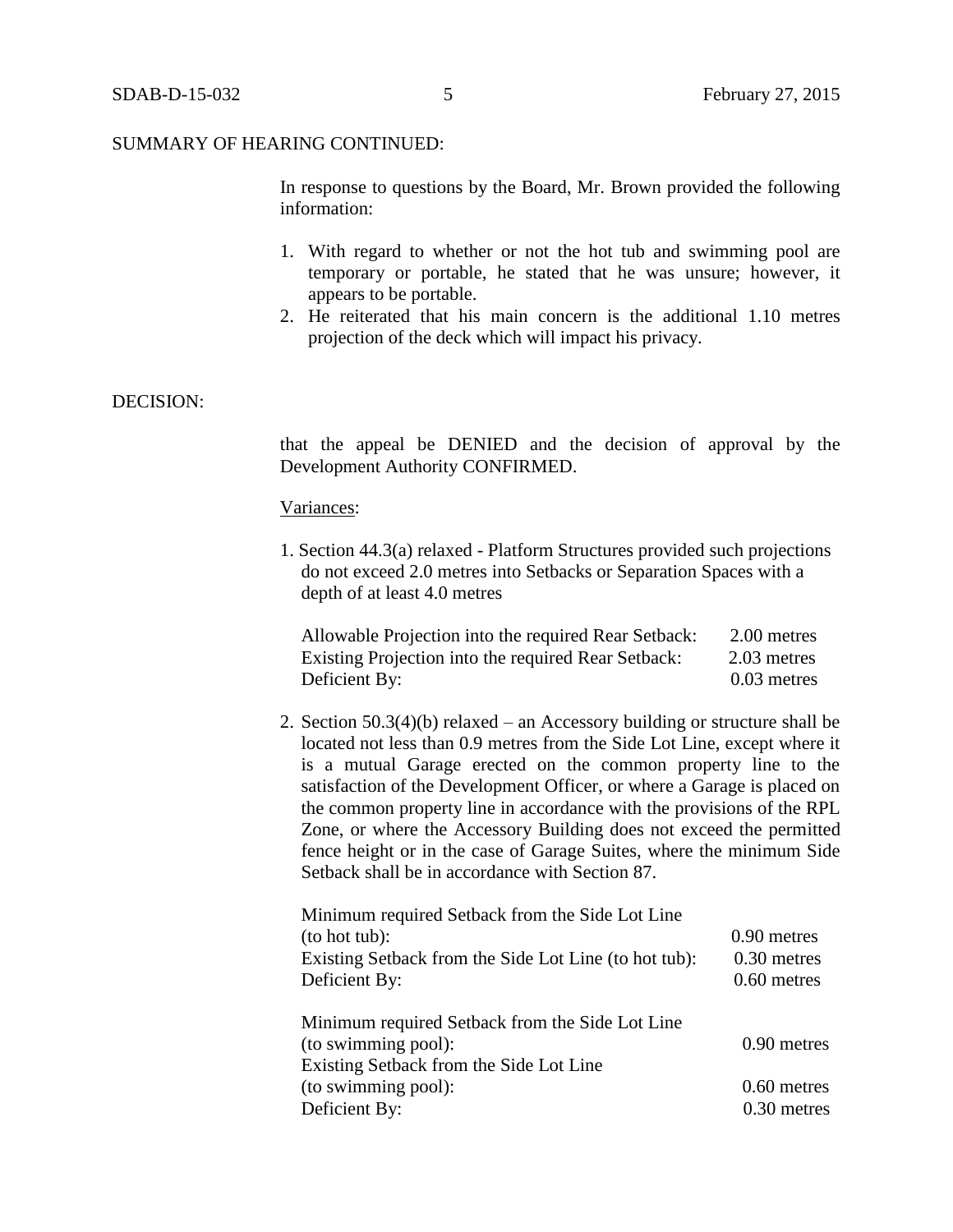SUMMARY OF HEARING CONTINUED:

In response to questions by the Board, Mr. Brown provided the following information:

1. With regard to whether or not the hot tub and swimming pool are temporary or portable, he stated that he was unsure; however, it appears to be portable.
2. He reiterated that his main concern is the additional 1.10 metres projection of the deck which will impact his privacy.

DECISION:

that the appeal be DENIED and the decision of approval by the Development Authority CONFIRMED.

Variances:

1. Section 44.3(a) relaxed - Platform Structures provided such projections do not exceed 2.0 metres into Setbacks or Separation Spaces with a depth of at least 4.0 metres

| | |
|---|---|
| Allowable Projection into the required Rear Setback: | 2.00 metres |
| Existing Projection into the required Rear Setback: | 2.03 metres |
| Deficient By: | 0.03 metres |

2. Section 50.3(4)(b) relaxed – an Accessory building or structure shall be located not less than 0.9 metres from the Side Lot Line, except where it is a mutual Garage erected on the common property line to the satisfaction of the Development Officer, or where a Garage is placed on the common property line in accordance with the provisions of the RPL Zone, or where the Accessory Building does not exceed the permitted fence height or in the case of Garage Suites, where the minimum Side Setback shall be in accordance with Section 87.

| | |
|---|---|
| Minimum required Setback from the Side Lot Line (to hot tub): | 0.90 metres |
| Existing Setback from the Side Lot Line (to hot tub): | 0.30 metres |
| Deficient By: | 0.60 metres |

| | |
|---|---|
| Minimum required Setback from the Side Lot Line (to swimming pool): | 0.90 metres |
| Existing Setback from the Side Lot Line (to swimming pool): | 0.60 metres |
| Deficient By: | 0.30 metres |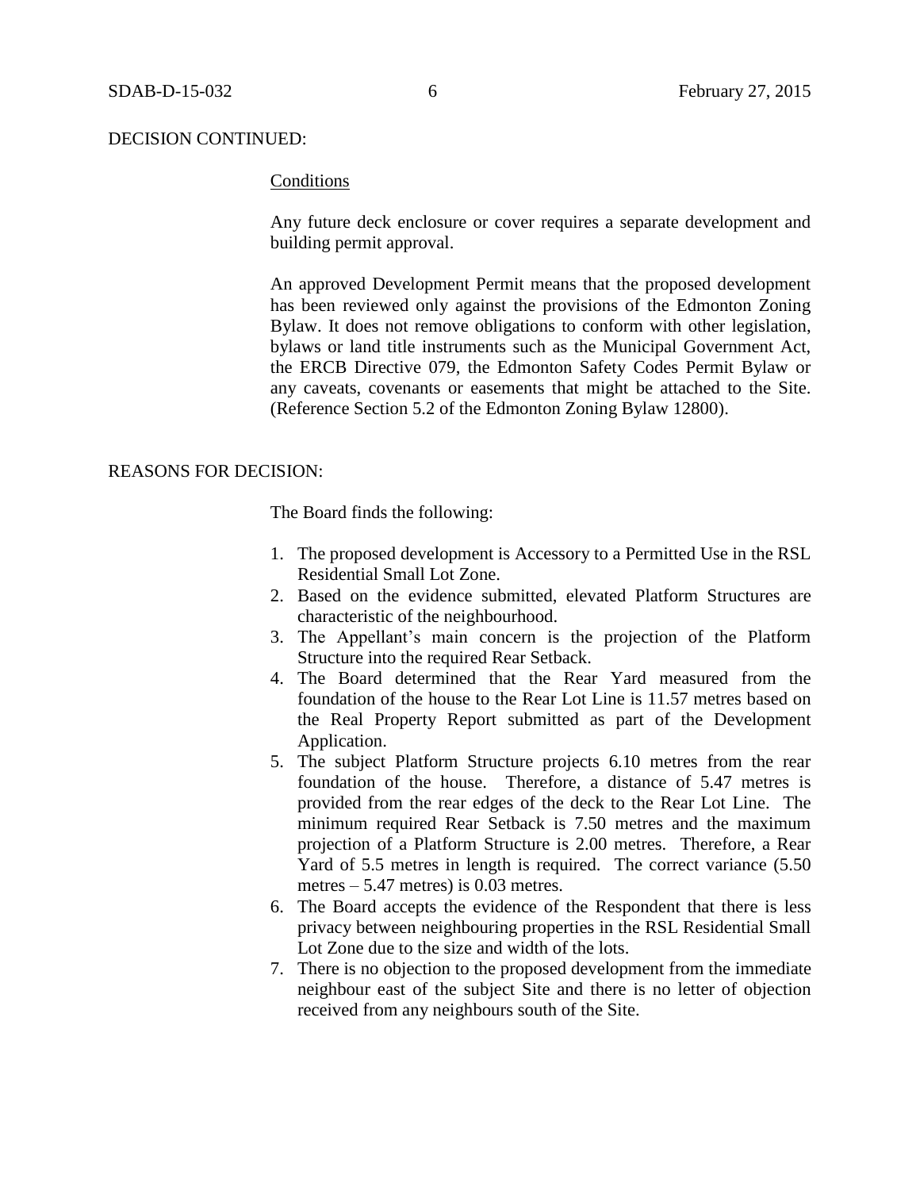DECISION CONTINUED:

Conditions

Any future deck enclosure or cover requires a separate development and building permit approval.

An approved Development Permit means that the proposed development has been reviewed only against the provisions of the Edmonton Zoning Bylaw. It does not remove obligations to conform with other legislation, bylaws or land title instruments such as the Municipal Government Act, the ERCB Directive 079, the Edmonton Safety Codes Permit Bylaw or any caveats, covenants or easements that might be attached to the Site. (Reference Section 5.2 of the Edmonton Zoning Bylaw 12800).

REASONS FOR DECISION:

The Board finds the following:

1. The proposed development is Accessory to a Permitted Use in the RSL Residential Small Lot Zone.
2. Based on the evidence submitted, elevated Platform Structures are characteristic of the neighbourhood.
3. The Appellant's main concern is the projection of the Platform Structure into the required Rear Setback.
4. The Board determined that the Rear Yard measured from the foundation of the house to the Rear Lot Line is 11.57 metres based on the Real Property Report submitted as part of the Development Application.
5. The subject Platform Structure projects 6.10 metres from the rear foundation of the house. Therefore, a distance of 5.47 metres is provided from the rear edges of the deck to the Rear Lot Line. The minimum required Rear Setback is 7.50 metres and the maximum projection of a Platform Structure is 2.00 metres. Therefore, a Rear Yard of 5.5 metres in length is required. The correct variance (5.50 metres – 5.47 metres) is 0.03 metres.
6. The Board accepts the evidence of the Respondent that there is less privacy between neighbouring properties in the RSL Residential Small Lot Zone due to the size and width of the lots.
7. There is no objection to the proposed development from the immediate neighbour east of the subject Site and there is no letter of objection received from any neighbours south of the Site.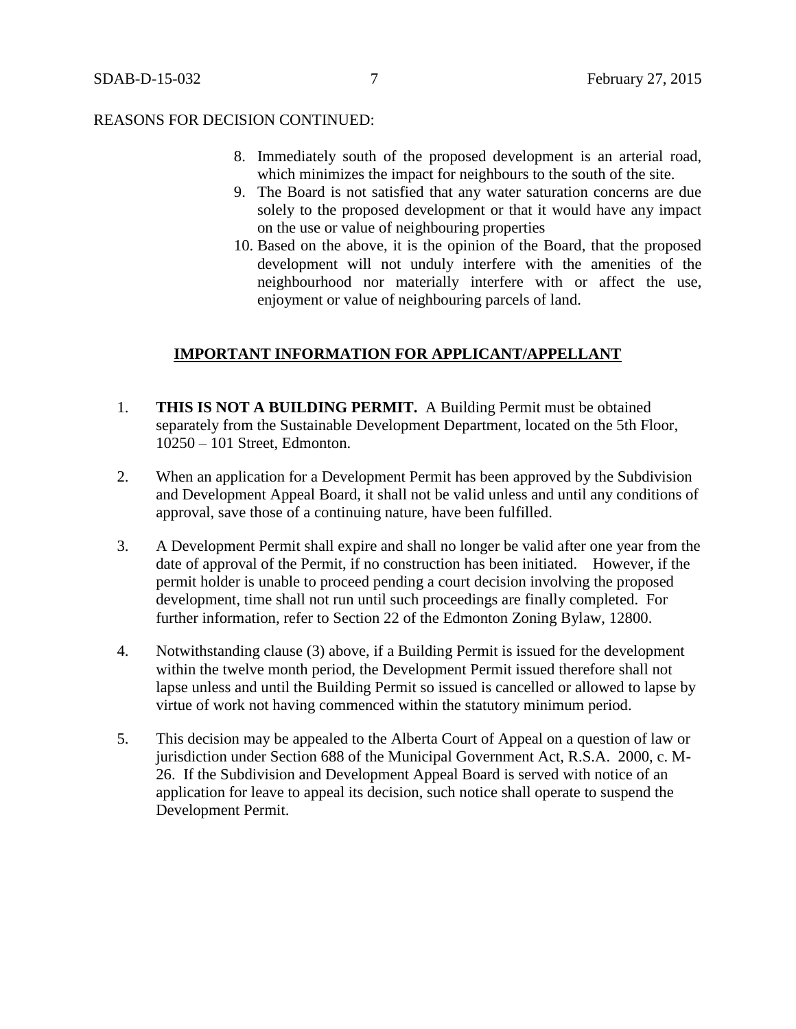REASONS FOR DECISION CONTINUED:

8. Immediately south of the proposed development is an arterial road, which minimizes the impact for neighbours to the south of the site.
9. The Board is not satisfied that any water saturation concerns are due solely to the proposed development or that it would have any impact on the use or value of neighbouring properties
10. Based on the above, it is the opinion of the Board, that the proposed development will not unduly interfere with the amenities of the neighbourhood nor materially interfere with or affect the use, enjoyment or value of neighbouring parcels of land.

## IMPORTANT INFORMATION FOR APPLICANT/APPELLANT

1. **THIS IS NOT A BUILDING PERMIT.** A Building Permit must be obtained separately from the Sustainable Development Department, located on the 5th Floor, 10250 – 101 Street, Edmonton.

2. When an application for a Development Permit has been approved by the Subdivision and Development Appeal Board, it shall not be valid unless and until any conditions of approval, save those of a continuing nature, have been fulfilled.

3. A Development Permit shall expire and shall no longer be valid after one year from the date of approval of the Permit, if no construction has been initiated. However, if the permit holder is unable to proceed pending a court decision involving the proposed development, time shall not run until such proceedings are finally completed. For further information, refer to Section 22 of the Edmonton Zoning Bylaw, 12800.

4. Notwithstanding clause (3) above, if a Building Permit is issued for the development within the twelve month period, the Development Permit issued therefore shall not lapse unless and until the Building Permit so issued is cancelled or allowed to lapse by virtue of work not having commenced within the statutory minimum period.

5. This decision may be appealed to the Alberta Court of Appeal on a question of law or jurisdiction under Section 688 of the Municipal Government Act, R.S.A. 2000, c. M-26. If the Subdivision and Development Appeal Board is served with notice of an application for leave to appeal its decision, such notice shall operate to suspend the Development Permit.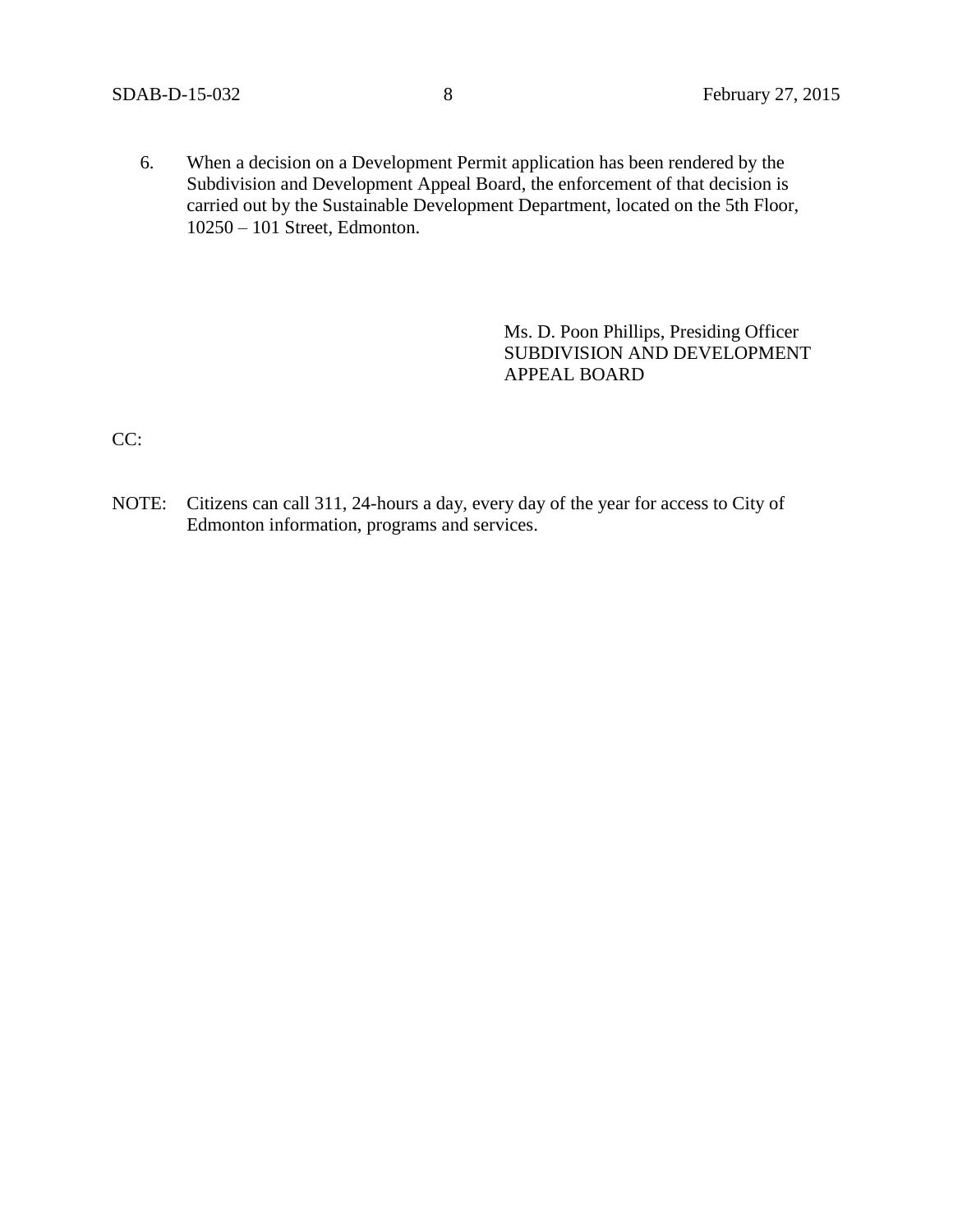6. When a decision on a Development Permit application has been rendered by the Subdivision and Development Appeal Board, the enforcement of that decision is carried out by the Sustainable Development Department, located on the 5th Floor, 10250 – 101 Street, Edmonton.

Ms. D. Poon Phillips, Presiding Officer
SUBDIVISION AND DEVELOPMENT APPEAL BOARD

CC:

NOTE: Citizens can call 311, 24-hours a day, every day of the year for access to City of Edmonton information, programs and services.